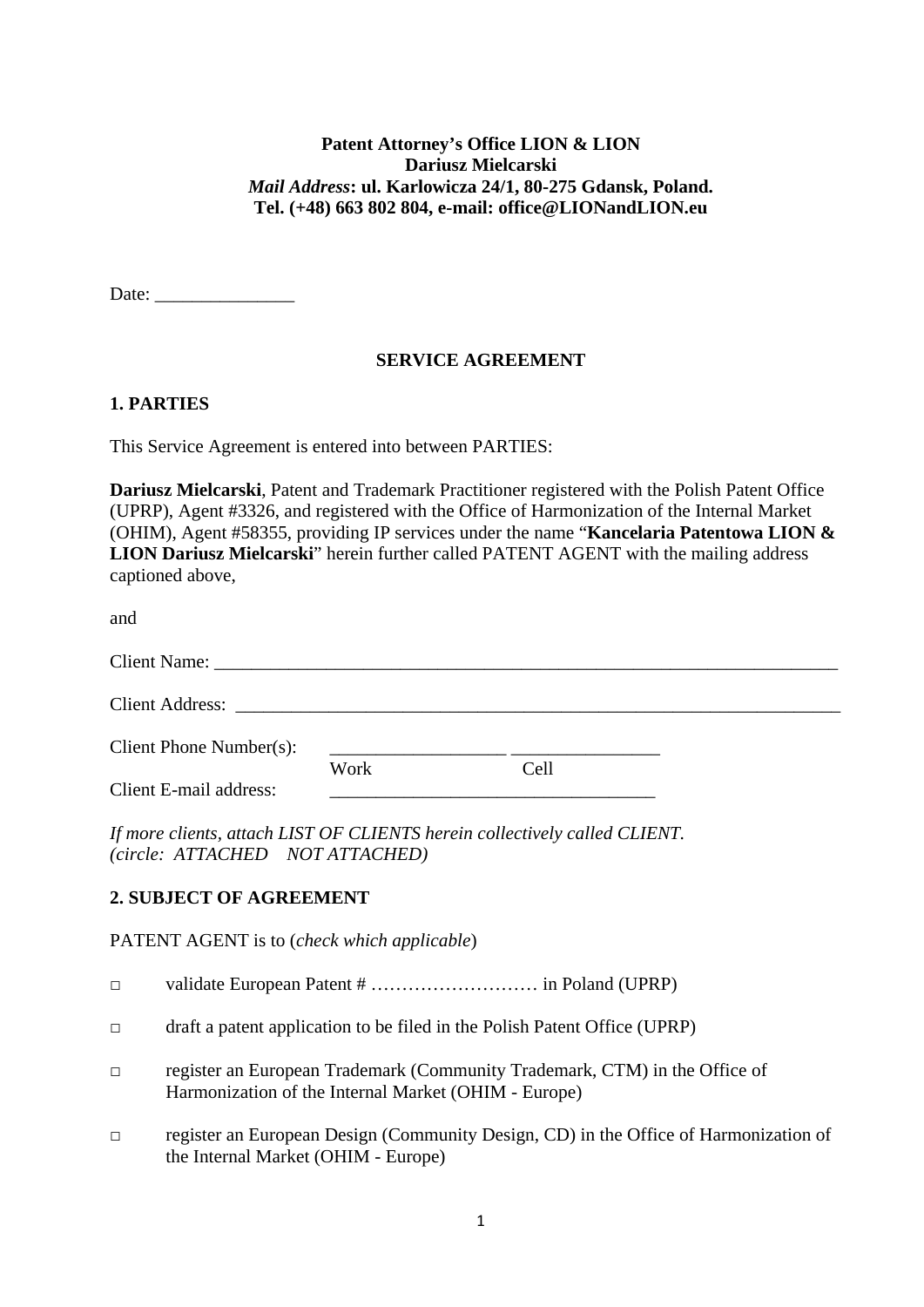**Patent Attorney's Office LION & LION**
**Dariusz Mielcarski**
***Mail Address*: ul. Karlowicza 24/1, 80-275 Gdansk, Poland.**
**Tel. (+48) 663 802 804, e-mail: office@LIONandLION.eu**

Date: _______________

## SERVICE AGREEMENT

### 1. PARTIES

This Service Agreement is entered into between PARTIES:

**Dariusz Mielcarski**, Patent and Trademark Practitioner registered with the Polish Patent Office (UPRP), Agent #3326, and registered with the Office of Harmonization of the Internal Market (OHIM), Agent #58355, providing IP services under the name "**Kancelaria Patentowa LION & LION Dariusz Mielcarski**" herein further called PATENT AGENT with the mailing address captioned above,

and

Client Name: ______________________________________________________________________

Client Address: ____________________________________________________________________

Client Phone Number(s): ___________________ ________________
Work Cell

Client E-mail address: ___________________________________

*If more clients, attach LIST OF CLIENTS herein collectively called CLIENT.*
*(circle: ATTACHED NOT ATTACHED)*

### 2. SUBJECT OF AGREEMENT

PATENT AGENT is to (*check which applicable*)

□ validate European Patent # ……………………… in Poland (UPRP)

□ draft a patent application to be filed in the Polish Patent Office (UPRP)

□ register an European Trademark (Community Trademark, CTM) in the Office of Harmonization of the Internal Market (OHIM - Europe)

□ register an European Design (Community Design, CD) in the Office of Harmonization of the Internal Market (OHIM - Europe)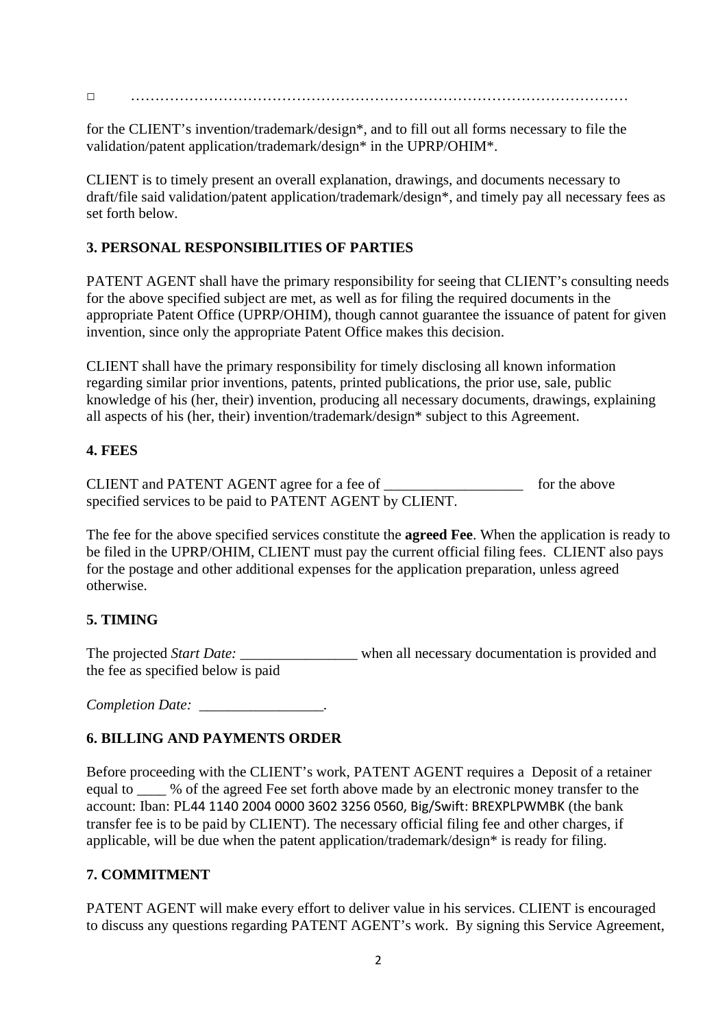□ ……………………………………………………………………………………………

for the CLIENT's invention/trademark/design*, and to fill out all forms necessary to file the validation/patent application/trademark/design* in the UPRP/OHIM*.

CLIENT is to timely present an overall explanation, drawings, and documents necessary to draft/file said validation/patent application/trademark/design*, and timely pay all necessary fees as set forth below.

## 3. PERSONAL RESPONSIBILITIES OF PARTIES

PATENT AGENT shall have the primary responsibility for seeing that CLIENT's consulting needs for the above specified subject are met, as well as for filing the required documents in the appropriate Patent Office (UPRP/OHIM), though cannot guarantee the issuance of patent for given invention, since only the appropriate Patent Office makes this decision.

CLIENT shall have the primary responsibility for timely disclosing all known information regarding similar prior inventions, patents, printed publications, the prior use, sale, public knowledge of his (her, their) invention, producing all necessary documents, drawings, explaining all aspects of his (her, their) invention/trademark/design* subject to this Agreement.

## 4. FEES

CLIENT and PATENT AGENT agree for a fee of ___________________ for the above specified services to be paid to PATENT AGENT by CLIENT.

The fee for the above specified services constitute the **agreed Fee**. When the application is ready to be filed in the UPRP/OHIM, CLIENT must pay the current official filing fees. CLIENT also pays for the postage and other additional expenses for the application preparation, unless agreed otherwise.

## 5. TIMING

The projected *Start Date:* ________________ when all necessary documentation is provided and the fee as specified below is paid

*Completion Date:* _________________.

## 6. BILLING AND PAYMENTS ORDER

Before proceeding with the CLIENT's work, PATENT AGENT requires a Deposit of a retainer equal to ____ % of the agreed Fee set forth above made by an electronic money transfer to the account: Iban: PL44 1140 2004 0000 3602 3256 0560, Big/Swift: BREXPLPWMBK (the bank transfer fee is to be paid by CLIENT). The necessary official filing fee and other charges, if applicable, will be due when the patent application/trademark/design* is ready for filing.

## 7. COMMITMENT

PATENT AGENT will make every effort to deliver value in his services. CLIENT is encouraged to discuss any questions regarding PATENT AGENT's work. By signing this Service Agreement,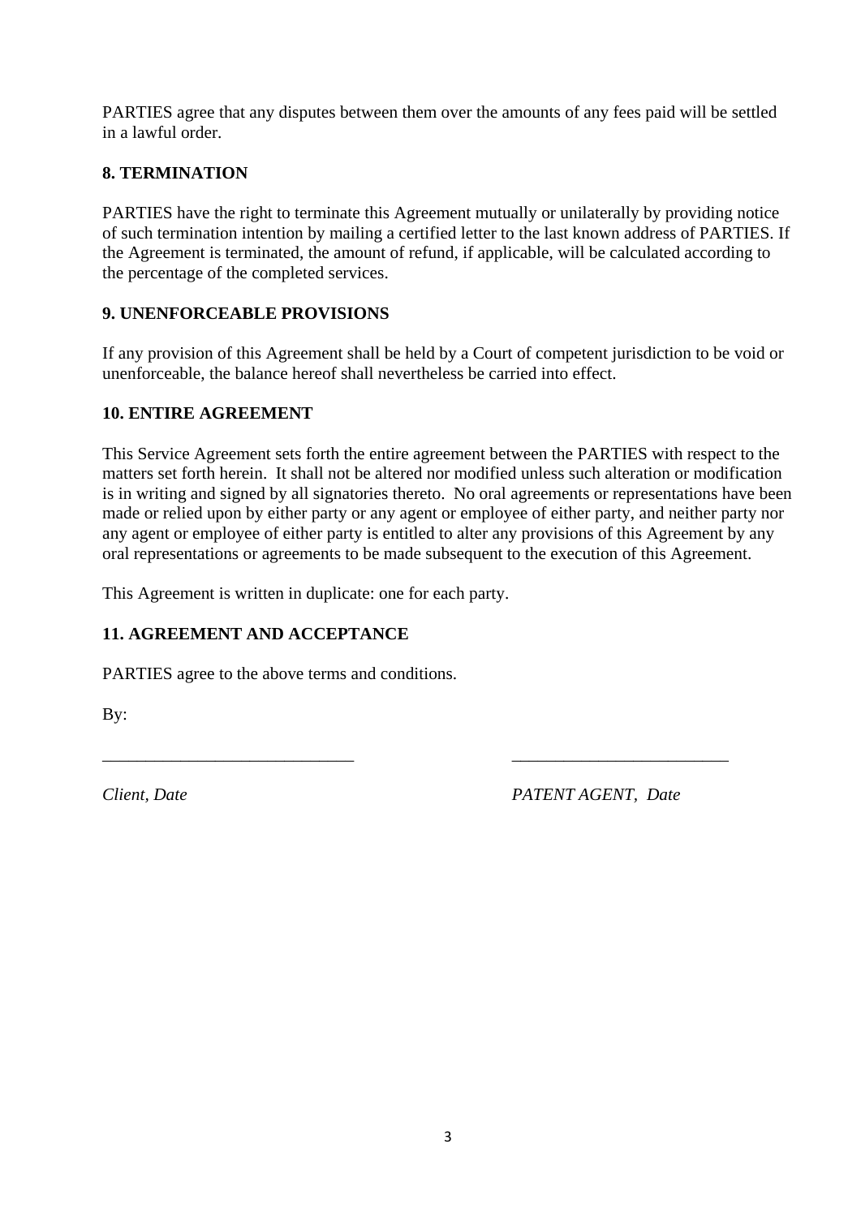PARTIES agree that any disputes between them over the amounts of any fees paid will be settled in a lawful order.

**8. TERMINATION**

PARTIES have the right to terminate this Agreement mutually or unilaterally by providing notice of such termination intention by mailing a certified letter to the last known address of PARTIES. If the Agreement is terminated, the amount of refund, if applicable, will be calculated according to the percentage of the completed services.

**9. UNENFORCEABLE PROVISIONS**

If any provision of this Agreement shall be held by a Court of competent jurisdiction to be void or unenforceable, the balance hereof shall nevertheless be carried into effect.

**10. ENTIRE AGREEMENT**

This Service Agreement sets forth the entire agreement between the PARTIES with respect to the matters set forth herein. It shall not be altered nor modified unless such alteration or modification is in writing and signed by all signatories thereto. No oral agreements or representations have been made or relied upon by either party or any agent or employee of either party, and neither party nor any agent or employee of either party is entitled to alter any provisions of this Agreement by any oral representations or agreements to be made subsequent to the execution of this Agreement.

This Agreement is written in duplicate: one for each party.

**11. AGREEMENT AND ACCEPTANCE**

PARTIES agree to the above terms and conditions.

By:

_____________________________ _________________________

*Client, Date* *PATENT AGENT, Date*